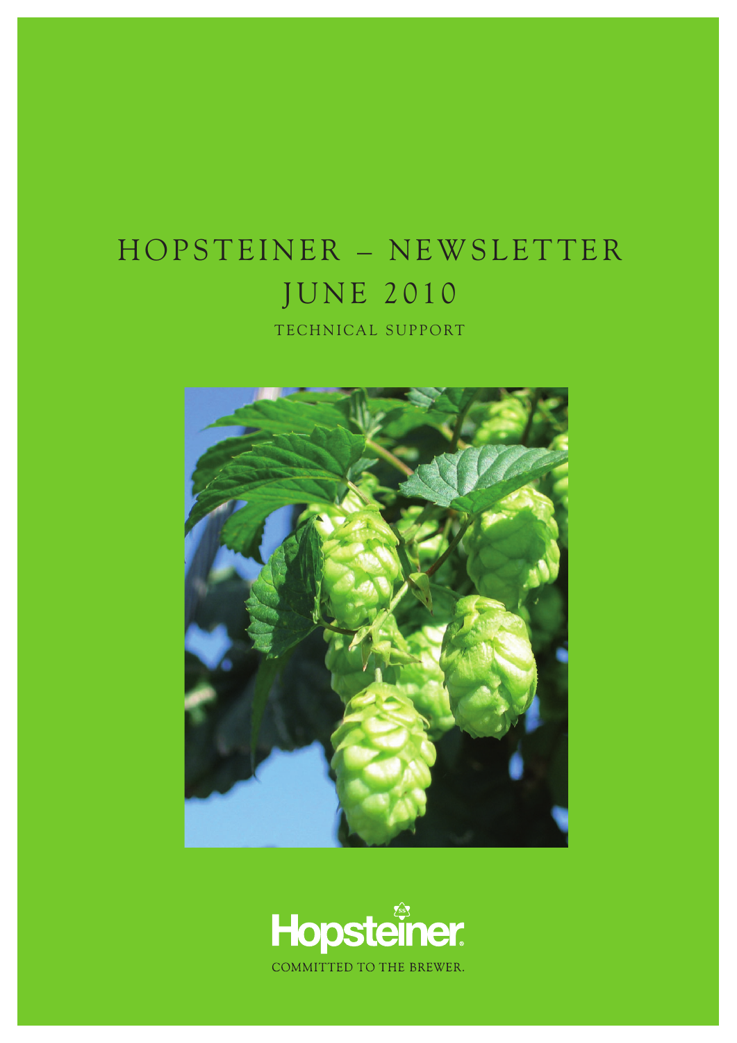# HOPSTEINER – NEWSLETTER
# JUNE 2010

## TECHNICAL SUPPORT

Hopsteiner

COMMITTED TO THE BREWER.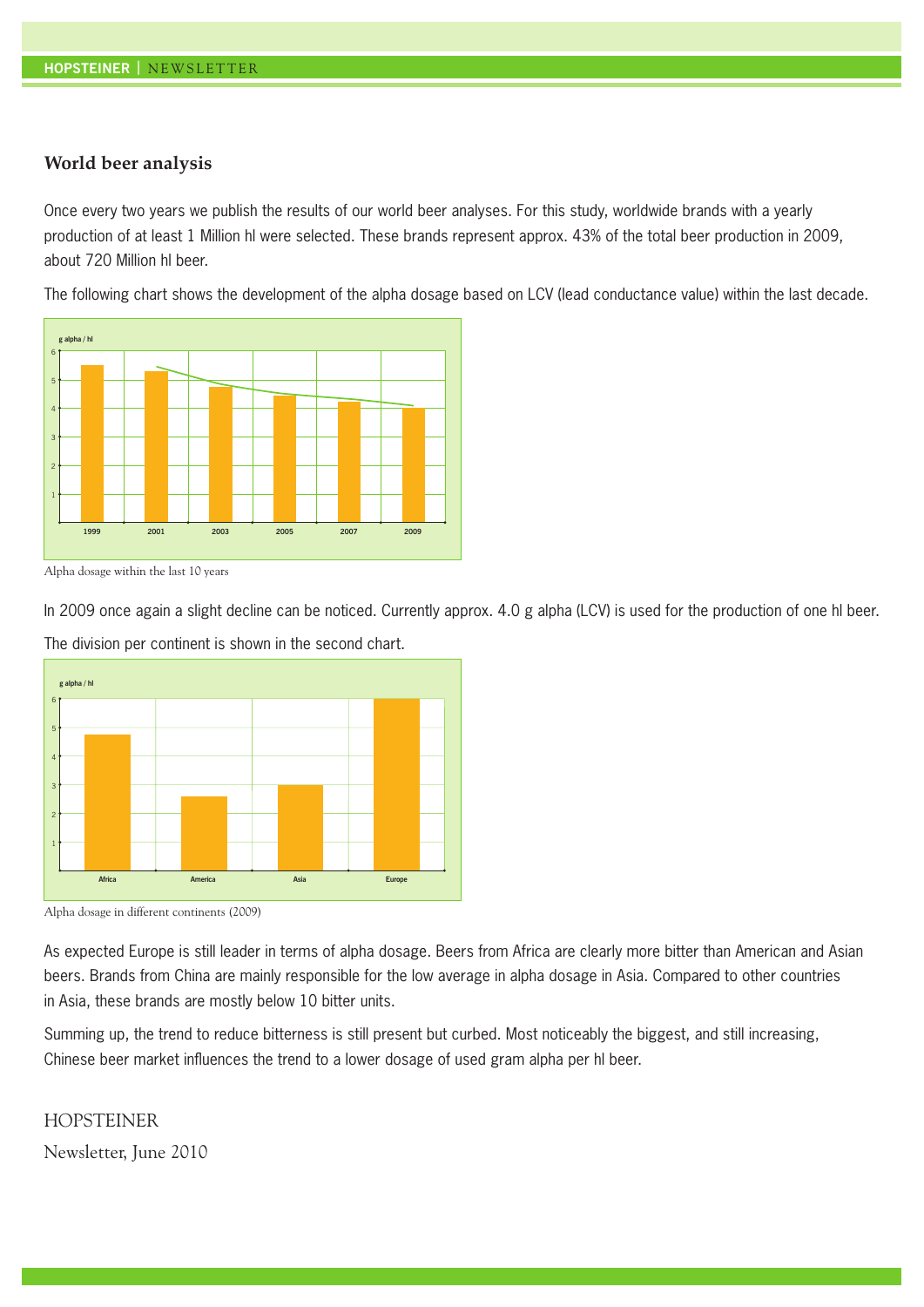## World beer analysis

Once every two years we publish the results of our world beer analyses. For this study, worldwide brands with a yearly production of at least 1 Million hl were selected. These brands represent approx. 43% of the total beer production in 2009, about 720 Million hl beer.

The following chart shows the development of the alpha dosage based on LCV (lead conductance value) within the last decade.

g alpha / hl

6
5
4
3
2
1

1999 2001 2003 2005 2007 2009

Alpha dosage within the last 10 years

In 2009 once again a slight decline can be noticed. Currently approx. 4.0 g alpha (LCV) is used for the production of one hl beer.

The division per continent is shown in the second chart.

g alpha / hl

6
5
4
3
2
1

Africa America Asia Europe

Alpha dosage in different continents (2009)

As expected Europe is still leader in terms of alpha dosage. Beers from Africa are clearly more bitter than American and Asian beers. Brands from China are mainly responsible for the low average in alpha dosage in Asia. Compared to other countries in Asia, these brands are mostly below 10 bitter units.

Summing up, the trend to reduce bitterness is still present but curbed. Most noticeably the biggest, and still increasing, Chinese beer market influences the trend to a lower dosage of used gram alpha per hl beer.

HOPSTEINER

Newsletter, June 2010